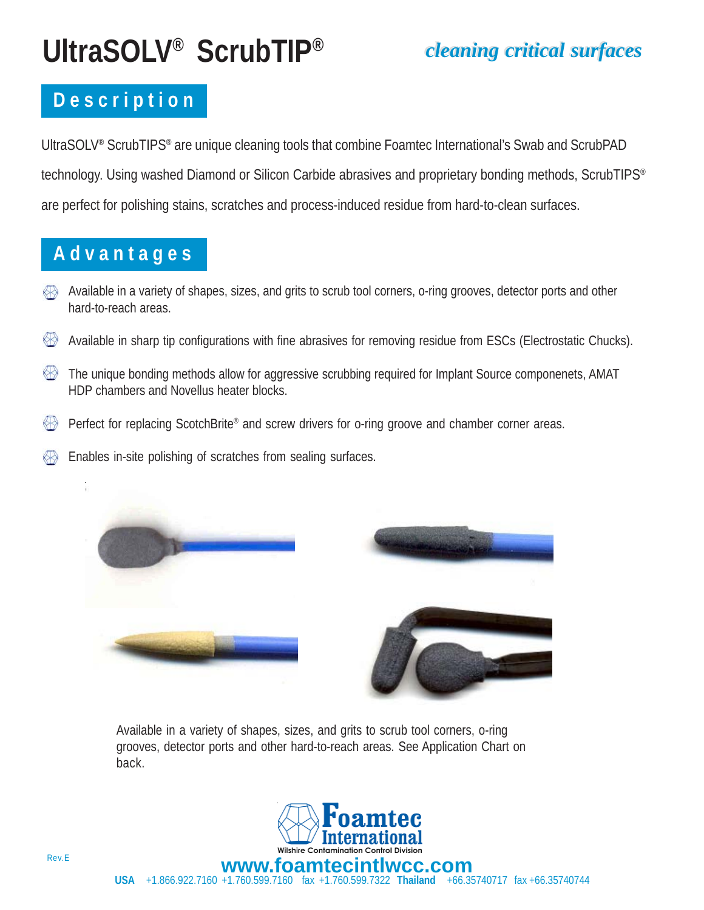# UltraSOLV® ScrubTIP®

*cleaning critical surfaces*

## Description

UltraSOLV® ScrubTIPS® are unique cleaning tools that combine Foamtec International's Swab and ScrubPAD technology. Using washed Diamond or Silicon Carbide abrasives and proprietary bonding methods, ScrubTIPS® are perfect for polishing stains, scratches and process-induced residue from hard-to-clean surfaces.

## Advantages

- Available in a variety of shapes, sizes, and grits to scrub tool corners, o-ring grooves, detector ports and other hard-to-reach areas.
- Available in sharp tip configurations with fine abrasives for removing residue from ESCs (Electrostatic Chucks).
- The unique bonding methods allow for aggressive scrubbing required for Implant Source componenets, AMAT HDP chambers and Novellus heater blocks.
- Perfect for replacing ScotchBrite® and screw drivers for o-ring groove and chamber corner areas.
- Enables in-site polishing of scratches from sealing surfaces.

Available in a variety of shapes, sizes, and grits to scrub tool corners, o-ring grooves, detector ports and other hard-to-reach areas. See Application Chart on back.

**Foamtec International**
Wilshire Contamination Control Division

**www.foamtecintlwcc.com**

**USA** +1.866.922.7160 +1.760.599.7160 fax +1.760.599.7322 **Thailand** +66.35740717 fax +66.35740744

Rev.E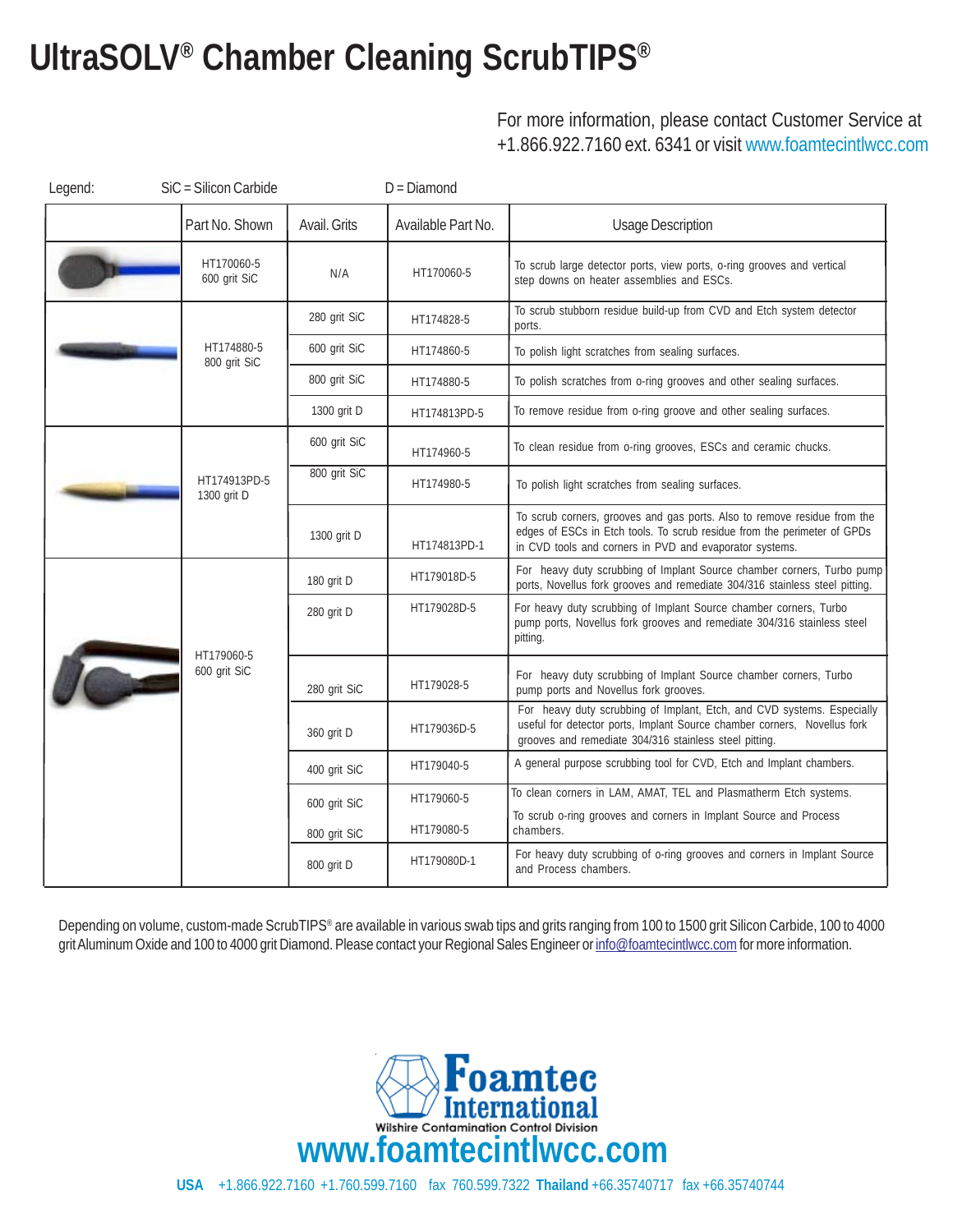# UltraSOLV® Chamber Cleaning ScrubTIPS®

For more information, please contact Customer Service at +1.866.922.7160 ext. 6341 or visit www.foamtecintlwcc.com

Legend: SiC = Silicon Carbide D = Diamond

| | Part No. Shown | Avail. Grits | Available Part No. | Usage Description |
|---|---|---|---|---|
| | HT170060-5 600 grit SiC | N/A | HT170060-5 | To scrub large detector ports, view ports, o-ring grooves and vertical step downs on heater assemblies and ESCs. |
| | HT174880-5 800 grit SiC | 280 grit SiC | HT174828-5 | To scrub stubborn residue build-up from CVD and Etch system detector ports. |
| | | 600 grit SiC | HT174860-5 | To polish light scratches from sealing surfaces. |
| | | 800 grit SiC | HT174880-5 | To polish scratches from o-ring grooves and other sealing surfaces. |
| | | 1300 grit D | HT174813PD-5 | To remove residue from o-ring groove and other sealing surfaces. |
| | HT174913PD-5 1300 grit D | 600 grit SiC | HT174960-5 | To clean residue from o-ring grooves, ESCs and ceramic chucks. |
| | | 800 grit SiC | HT174980-5 | To polish light scratches from sealing surfaces. |
| | | 1300 grit D | HT174813PD-1 | To scrub corners, grooves and gas ports. Also to remove residue from the edges of ESCs in Etch tools. To scrub residue from the perimeter of GPDs in CVD tools and corners in PVD and evaporator systems. |
| | HT179060-5 600 grit SiC | 180 grit D | HT179018D-5 | For heavy duty scrubbing of Implant Source chamber corners, Turbo pump ports, Novellus fork grooves and remediate 304/316 stainless steel pitting. |
| | | 280 grit D | HT179028D-5 | For heavy duty scrubbing of Implant Source chamber corners, Turbo pump ports, Novellus fork grooves and remediate 304/316 stainless steel pitting. |
| | | 280 grit SiC | HT179028-5 | For heavy duty scrubbing of Implant Source chamber corners, Turbo pump ports and Novellus fork grooves. |
| | | 360 grit D | HT179036D-5 | For heavy duty scrubbing of Implant, Etch, and CVD systems. Especially useful for detector ports, Implant Source chamber corners, Novellus fork grooves and remediate 304/316 stainless steel pitting. |
| | | 400 grit SiC | HT179040-5 | A general purpose scrubbing tool for CVD, Etch and Implant chambers. |
| | | 600 grit SiC | HT179060-5 | To clean corners in LAM, AMAT, TEL and Plasmatherm Etch systems. |
| | | 800 grit SiC | HT179080-5 | To scrub o-ring grooves and corners in Implant Source and Process chambers. |
| | | 800 grit D | HT179080D-1 | For heavy duty scrubbing of o-ring grooves and corners in Implant Source and Process chambers. |

Depending on volume, custom-made ScrubTIPS® are available in various swab tips and grits ranging from 100 to 1500 grit Silicon Carbide, 100 to 4000 grit Aluminum Oxide and 100 to 4000 grit Diamond. Please contact your Regional Sales Engineer or info@foamtecintlwcc.com for more information.

Foamtec International
Wilshire Contamination Control Division

www.foamtecintlwcc.com

**USA** +1.866.922.7160 +1.760.599.7160 fax 760.599.7322 **Thailand** +66.35740717 fax +66.35740744